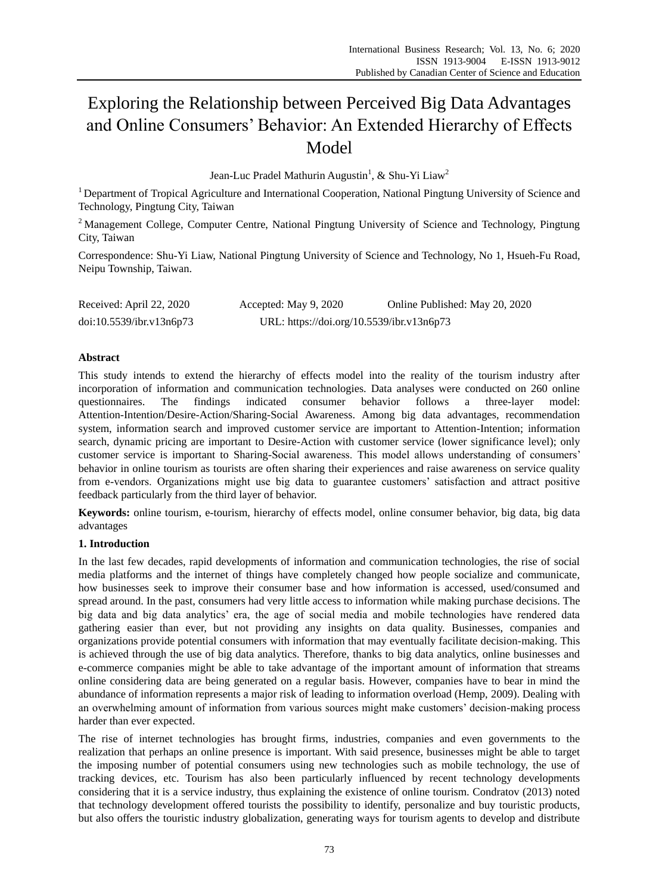# Exploring the Relationship between Perceived Big Data Advantages and Online Consumers' Behavior: An Extended Hierarchy of Effects Model

Jean-Luc Pradel Mathurin Augustin[1], & Shu-Yi Liaw[2]

[1] Department of Tropical Agriculture and International Cooperation, National Pingtung University of Science and Technology, Pingtung City, Taiwan

[2] Management College, Computer Centre, National Pingtung University of Science and Technology, Pingtung City, Taiwan

Correspondence: Shu-Yi Liaw, National Pingtung University of Science and Technology, No 1, Hsueh-Fu Road, Neipu Township, Taiwan.

Received: April 22, 2020 Accepted: May 9, 2020 Online Published: May 20, 2020

doi:10.5539/ibr.v13n6p73 URL: https://doi.org/10.5539/ibr.v13n6p73

**Abstract**

This study intends to extend the hierarchy of effects model into the reality of the tourism industry after incorporation of information and communication technologies. Data analyses were conducted on 260 online questionnaires. The findings indicated consumer behavior follows a three-layer model: Attention-Intention/Desire-Action/Sharing-Social Awareness. Among big data advantages, recommendation system, information search and improved customer service are important to Attention-Intention; information search, dynamic pricing are important to Desire-Action with customer service (lower significance level); only customer service is important to Sharing-Social awareness. This model allows understanding of consumers' behavior in online tourism as tourists are often sharing their experiences and raise awareness on service quality from e-vendors. Organizations might use big data to guarantee customers' satisfaction and attract positive feedback particularly from the third layer of behavior.

**Keywords:** online tourism, e-tourism, hierarchy of effects model, online consumer behavior, big data, big data advantages

## 1. Introduction

In the last few decades, rapid developments of information and communication technologies, the rise of social media platforms and the internet of things have completely changed how people socialize and communicate, how businesses seek to improve their consumer base and how information is accessed, used/consumed and spread around. In the past, consumers had very little access to information while making purchase decisions. The big data and big data analytics' era, the age of social media and mobile technologies have rendered data gathering easier than ever, but not providing any insights on data quality. Businesses, companies and organizations provide potential consumers with information that may eventually facilitate decision-making. This is achieved through the use of big data analytics. Therefore, thanks to big data analytics, online businesses and e-commerce companies might be able to take advantage of the important amount of information that streams online considering data are being generated on a regular basis. However, companies have to bear in mind the abundance of information represents a major risk of leading to information overload (Hemp, 2009). Dealing with an overwhelming amount of information from various sources might make customers' decision-making process harder than ever expected.

The rise of internet technologies has brought firms, industries, companies and even governments to the realization that perhaps an online presence is important. With said presence, businesses might be able to target the imposing number of potential consumers using new technologies such as mobile technology, the use of tracking devices, etc. Tourism has also been particularly influenced by recent technology developments considering that it is a service industry, thus explaining the existence of online tourism. Condratov (2013) noted that technology development offered tourists the possibility to identify, personalize and buy touristic products, but also offers the touristic industry globalization, generating ways for tourism agents to develop and distribute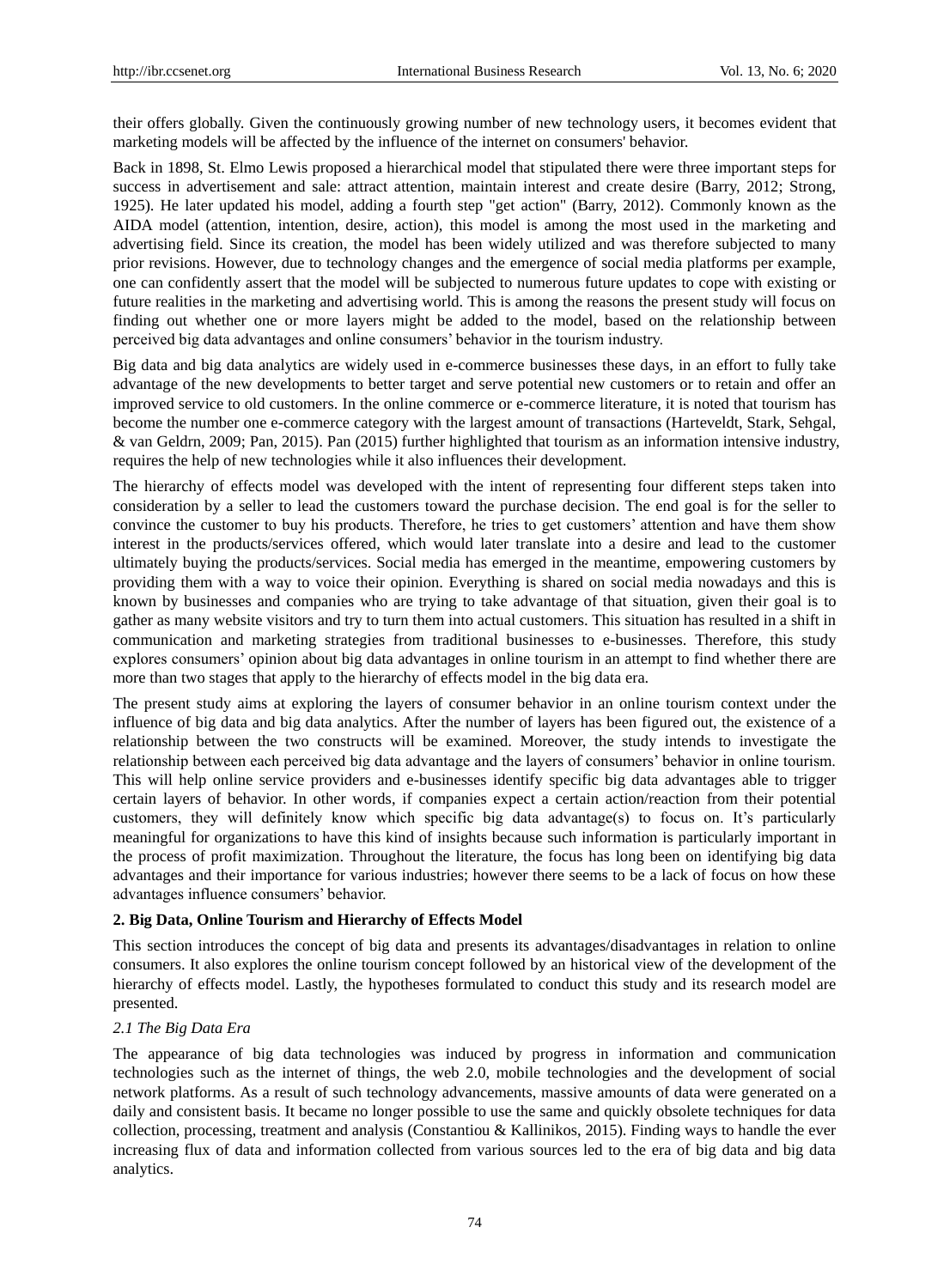their offers globally. Given the continuously growing number of new technology users, it becomes evident that marketing models will be affected by the influence of the internet on consumers' behavior.

Back in 1898, St. Elmo Lewis proposed a hierarchical model that stipulated there were three important steps for success in advertisement and sale: attract attention, maintain interest and create desire (Barry, 2012; Strong, 1925). He later updated his model, adding a fourth step "get action" (Barry, 2012). Commonly known as the AIDA model (attention, intention, desire, action), this model is among the most used in the marketing and advertising field. Since its creation, the model has been widely utilized and was therefore subjected to many prior revisions. However, due to technology changes and the emergence of social media platforms per example, one can confidently assert that the model will be subjected to numerous future updates to cope with existing or future realities in the marketing and advertising world. This is among the reasons the present study will focus on finding out whether one or more layers might be added to the model, based on the relationship between perceived big data advantages and online consumers' behavior in the tourism industry.

Big data and big data analytics are widely used in e-commerce businesses these days, in an effort to fully take advantage of the new developments to better target and serve potential new customers or to retain and offer an improved service to old customers. In the online commerce or e-commerce literature, it is noted that tourism has become the number one e-commerce category with the largest amount of transactions (Harteveldt, Stark, Sehgal, & van Geldrn, 2009; Pan, 2015). Pan (2015) further highlighted that tourism as an information intensive industry, requires the help of new technologies while it also influences their development.

The hierarchy of effects model was developed with the intent of representing four different steps taken into consideration by a seller to lead the customers toward the purchase decision. The end goal is for the seller to convince the customer to buy his products. Therefore, he tries to get customers' attention and have them show interest in the products/services offered, which would later translate into a desire and lead to the customer ultimately buying the products/services. Social media has emerged in the meantime, empowering customers by providing them with a way to voice their opinion. Everything is shared on social media nowadays and this is known by businesses and companies who are trying to take advantage of that situation, given their goal is to gather as many website visitors and try to turn them into actual customers. This situation has resulted in a shift in communication and marketing strategies from traditional businesses to e-businesses. Therefore, this study explores consumers' opinion about big data advantages in online tourism in an attempt to find whether there are more than two stages that apply to the hierarchy of effects model in the big data era.

The present study aims at exploring the layers of consumer behavior in an online tourism context under the influence of big data and big data analytics. After the number of layers has been figured out, the existence of a relationship between the two constructs will be examined. Moreover, the study intends to investigate the relationship between each perceived big data advantage and the layers of consumers' behavior in online tourism. This will help online service providers and e-businesses identify specific big data advantages able to trigger certain layers of behavior. In other words, if companies expect a certain action/reaction from their potential customers, they will definitely know which specific big data advantage(s) to focus on. It's particularly meaningful for organizations to have this kind of insights because such information is particularly important in the process of profit maximization. Throughout the literature, the focus has long been on identifying big data advantages and their importance for various industries; however there seems to be a lack of focus on how these advantages influence consumers' behavior.

## 2. Big Data, Online Tourism and Hierarchy of Effects Model

This section introduces the concept of big data and presents its advantages/disadvantages in relation to online consumers. It also explores the online tourism concept followed by an historical view of the development of the hierarchy of effects model. Lastly, the hypotheses formulated to conduct this study and its research model are presented.

### *2.1 The Big Data Era*

The appearance of big data technologies was induced by progress in information and communication technologies such as the internet of things, the web 2.0, mobile technologies and the development of social network platforms. As a result of such technology advancements, massive amounts of data were generated on a daily and consistent basis. It became no longer possible to use the same and quickly obsolete techniques for data collection, processing, treatment and analysis (Constantiou & Kallinikos, 2015). Finding ways to handle the ever increasing flux of data and information collected from various sources led to the era of big data and big data analytics.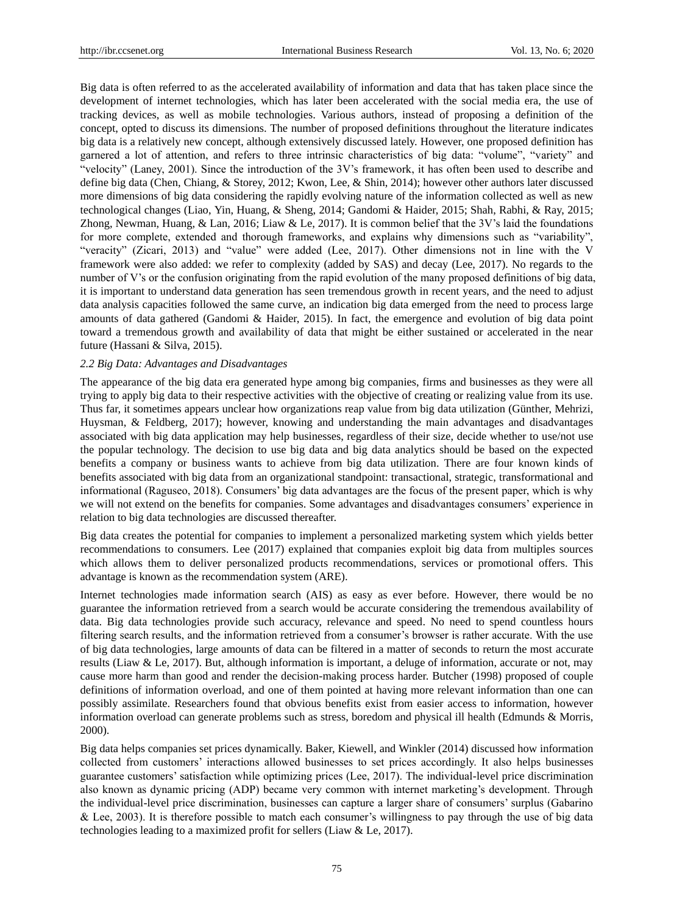Big data is often referred to as the accelerated availability of information and data that has taken place since the development of internet technologies, which has later been accelerated with the social media era, the use of tracking devices, as well as mobile technologies. Various authors, instead of proposing a definition of the concept, opted to discuss its dimensions. The number of proposed definitions throughout the literature indicates big data is a relatively new concept, although extensively discussed lately. However, one proposed definition has garnered a lot of attention, and refers to three intrinsic characteristics of big data: "volume", "variety" and "velocity" (Laney, 2001). Since the introduction of the 3V's framework, it has often been used to describe and define big data (Chen, Chiang, & Storey, 2012; Kwon, Lee, & Shin, 2014); however other authors later discussed more dimensions of big data considering the rapidly evolving nature of the information collected as well as new technological changes (Liao, Yin, Huang, & Sheng, 2014; Gandomi & Haider, 2015; Shah, Rabhi, & Ray, 2015; Zhong, Newman, Huang, & Lan, 2016; Liaw & Le, 2017). It is common belief that the 3V's laid the foundations for more complete, extended and thorough frameworks, and explains why dimensions such as "variability", "veracity" (Zicari, 2013) and "value" were added (Lee, 2017). Other dimensions not in line with the V framework were also added: we refer to complexity (added by SAS) and decay (Lee, 2017). No regards to the number of V's or the confusion originating from the rapid evolution of the many proposed definitions of big data, it is important to understand data generation has seen tremendous growth in recent years, and the need to adjust data analysis capacities followed the same curve, an indication big data emerged from the need to process large amounts of data gathered (Gandomi & Haider, 2015). In fact, the emergence and evolution of big data point toward a tremendous growth and availability of data that might be either sustained or accelerated in the near future (Hassani & Silva, 2015).

### *2.2 Big Data: Advantages and Disadvantages*

The appearance of the big data era generated hype among big companies, firms and businesses as they were all trying to apply big data to their respective activities with the objective of creating or realizing value from its use. Thus far, it sometimes appears unclear how organizations reap value from big data utilization (Günther, Mehrizi, Huysman, & Feldberg, 2017); however, knowing and understanding the main advantages and disadvantages associated with big data application may help businesses, regardless of their size, decide whether to use/not use the popular technology. The decision to use big data and big data analytics should be based on the expected benefits a company or business wants to achieve from big data utilization. There are four known kinds of benefits associated with big data from an organizational standpoint: transactional, strategic, transformational and informational (Raguseo, 2018). Consumers' big data advantages are the focus of the present paper, which is why we will not extend on the benefits for companies. Some advantages and disadvantages consumers' experience in relation to big data technologies are discussed thereafter.

Big data creates the potential for companies to implement a personalized marketing system which yields better recommendations to consumers. Lee (2017) explained that companies exploit big data from multiples sources which allows them to deliver personalized products recommendations, services or promotional offers. This advantage is known as the recommendation system (ARE).

Internet technologies made information search (AIS) as easy as ever before. However, there would be no guarantee the information retrieved from a search would be accurate considering the tremendous availability of data. Big data technologies provide such accuracy, relevance and speed. No need to spend countless hours filtering search results, and the information retrieved from a consumer's browser is rather accurate. With the use of big data technologies, large amounts of data can be filtered in a matter of seconds to return the most accurate results (Liaw & Le, 2017). But, although information is important, a deluge of information, accurate or not, may cause more harm than good and render the decision-making process harder. Butcher (1998) proposed of couple definitions of information overload, and one of them pointed at having more relevant information than one can possibly assimilate. Researchers found that obvious benefits exist from easier access to information, however information overload can generate problems such as stress, boredom and physical ill health (Edmunds & Morris, 2000).

Big data helps companies set prices dynamically. Baker, Kiewell, and Winkler (2014) discussed how information collected from customers' interactions allowed businesses to set prices accordingly. It also helps businesses guarantee customers' satisfaction while optimizing prices (Lee, 2017). The individual-level price discrimination also known as dynamic pricing (ADP) became very common with internet marketing's development. Through the individual-level price discrimination, businesses can capture a larger share of consumers' surplus (Gabarino & Lee, 2003). It is therefore possible to match each consumer's willingness to pay through the use of big data technologies leading to a maximized profit for sellers (Liaw & Le, 2017).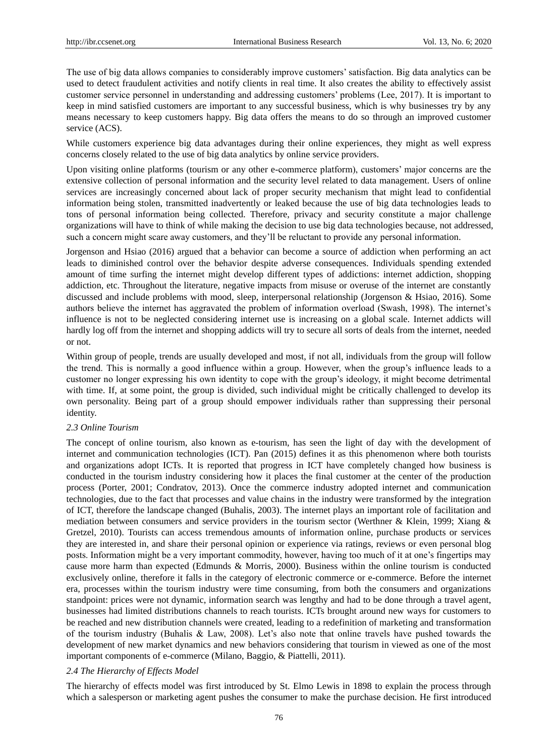The use of big data allows companies to considerably improve customers' satisfaction. Big data analytics can be used to detect fraudulent activities and notify clients in real time. It also creates the ability to effectively assist customer service personnel in understanding and addressing customers' problems (Lee, 2017). It is important to keep in mind satisfied customers are important to any successful business, which is why businesses try by any means necessary to keep customers happy. Big data offers the means to do so through an improved customer service (ACS).

While customers experience big data advantages during their online experiences, they might as well express concerns closely related to the use of big data analytics by online service providers.

Upon visiting online platforms (tourism or any other e-commerce platform), customers' major concerns are the extensive collection of personal information and the security level related to data management. Users of online services are increasingly concerned about lack of proper security mechanism that might lead to confidential information being stolen, transmitted inadvertently or leaked because the use of big data technologies leads to tons of personal information being collected. Therefore, privacy and security constitute a major challenge organizations will have to think of while making the decision to use big data technologies because, not addressed, such a concern might scare away customers, and they'll be reluctant to provide any personal information.

Jorgenson and Hsiao (2016) argued that a behavior can become a source of addiction when performing an act leads to diminished control over the behavior despite adverse consequences. Individuals spending extended amount of time surfing the internet might develop different types of addictions: internet addiction, shopping addiction, etc. Throughout the literature, negative impacts from misuse or overuse of the internet are constantly discussed and include problems with mood, sleep, interpersonal relationship (Jorgenson & Hsiao, 2016). Some authors believe the internet has aggravated the problem of information overload (Swash, 1998). The internet's influence is not to be neglected considering internet use is increasing on a global scale. Internet addicts will hardly log off from the internet and shopping addicts will try to secure all sorts of deals from the internet, needed or not.

Within group of people, trends are usually developed and most, if not all, individuals from the group will follow the trend. This is normally a good influence within a group. However, when the group's influence leads to a customer no longer expressing his own identity to cope with the group's ideology, it might become detrimental with time. If, at some point, the group is divided, such individual might be critically challenged to develop its own personality. Being part of a group should empower individuals rather than suppressing their personal identity.

### *2.3 Online Tourism*

The concept of online tourism, also known as e-tourism, has seen the light of day with the development of internet and communication technologies (ICT). Pan (2015) defines it as this phenomenon where both tourists and organizations adopt ICTs. It is reported that progress in ICT have completely changed how business is conducted in the tourism industry considering how it places the final customer at the center of the production process (Porter, 2001; Condratov, 2013). Once the commerce industry adopted internet and communication technologies, due to the fact that processes and value chains in the industry were transformed by the integration of ICT, therefore the landscape changed (Buhalis, 2003). The internet plays an important role of facilitation and mediation between consumers and service providers in the tourism sector (Werthner & Klein, 1999; Xiang & Gretzel, 2010). Tourists can access tremendous amounts of information online, purchase products or services they are interested in, and share their personal opinion or experience via ratings, reviews or even personal blog posts. Information might be a very important commodity, however, having too much of it at one's fingertips may cause more harm than expected (Edmunds & Morris, 2000). Business within the online tourism is conducted exclusively online, therefore it falls in the category of electronic commerce or e-commerce. Before the internet era, processes within the tourism industry were time consuming, from both the consumers and organizations standpoint: prices were not dynamic, information search was lengthy and had to be done through a travel agent, businesses had limited distributions channels to reach tourists. ICTs brought around new ways for customers to be reached and new distribution channels were created, leading to a redefinition of marketing and transformation of the tourism industry (Buhalis & Law, 2008). Let's also note that online travels have pushed towards the development of new market dynamics and new behaviors considering that tourism in viewed as one of the most important components of e-commerce (Milano, Baggio, & Piattelli, 2011).

### *2.4 The Hierarchy of Effects Model*

The hierarchy of effects model was first introduced by St. Elmo Lewis in 1898 to explain the process through which a salesperson or marketing agent pushes the consumer to make the purchase decision. He first introduced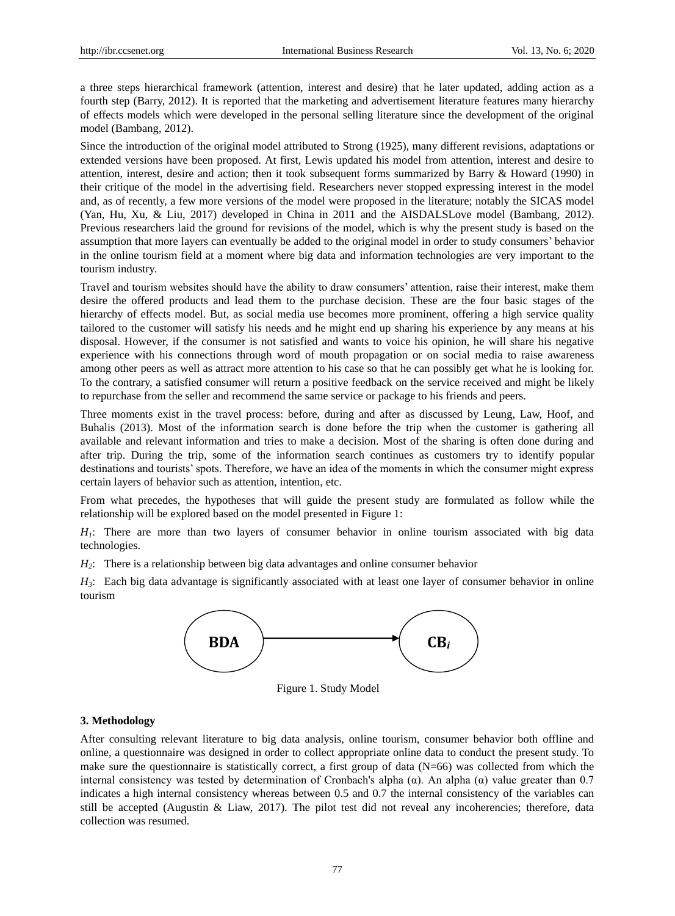a three steps hierarchical framework (attention, interest and desire) that he later updated, adding action as a fourth step (Barry, 2012). It is reported that the marketing and advertisement literature features many hierarchy of effects models which were developed in the personal selling literature since the development of the original model (Bambang, 2012).

Since the introduction of the original model attributed to Strong (1925), many different revisions, adaptations or extended versions have been proposed. At first, Lewis updated his model from attention, interest and desire to attention, interest, desire and action; then it took subsequent forms summarized by Barry & Howard (1990) in their critique of the model in the advertising field. Researchers never stopped expressing interest in the model and, as of recently, a few more versions of the model were proposed in the literature; notably the SICAS model (Yan, Hu, Xu, & Liu, 2017) developed in China in 2011 and the AISDALSLove model (Bambang, 2012). Previous researchers laid the ground for revisions of the model, which is why the present study is based on the assumption that more layers can eventually be added to the original model in order to study consumers' behavior in the online tourism field at a moment where big data and information technologies are very important to the tourism industry.

Travel and tourism websites should have the ability to draw consumers' attention, raise their interest, make them desire the offered products and lead them to the purchase decision. These are the four basic stages of the hierarchy of effects model. But, as social media use becomes more prominent, offering a high service quality tailored to the customer will satisfy his needs and he might end up sharing his experience by any means at his disposal. However, if the consumer is not satisfied and wants to voice his opinion, he will share his negative experience with his connections through word of mouth propagation or on social media to raise awareness among other peers as well as attract more attention to his case so that he can possibly get what he is looking for. To the contrary, a satisfied consumer will return a positive feedback on the service received and might be likely to repurchase from the seller and recommend the same service or package to his friends and peers.

Three moments exist in the travel process: before, during and after as discussed by Leung, Law, Hoof, and Buhalis (2013). Most of the information search is done before the trip when the customer is gathering all available and relevant information and tries to make a decision. Most of the sharing is often done during and after trip. During the trip, some of the information search continues as customers try to identify popular destinations and tourists' spots. Therefore, we have an idea of the moments in which the consumer might express certain layers of behavior such as attention, intention, etc.

From what precedes, the hypotheses that will guide the present study are formulated as follow while the relationship will be explored based on the model presented in Figure 1:

$H_1$: There are more than two layers of consumer behavior in online tourism associated with big data technologies.

$H_2$: There is a relationship between big data advantages and online consumer behavior

$H_3$: Each big data advantage is significantly associated with at least one layer of consumer behavior in online tourism

**BDA** → **CB$_i$**

Figure 1. Study Model

### 3. Methodology

After consulting relevant literature to big data analysis, online tourism, consumer behavior both offline and online, a questionnaire was designed in order to collect appropriate online data to conduct the present study. To make sure the questionnaire is statistically correct, a first group of data (N=66) was collected from which the internal consistency was tested by determination of Cronbach's alpha (α). An alpha (α) value greater than 0.7 indicates a high internal consistency whereas between 0.5 and 0.7 the internal consistency of the variables can still be accepted (Augustin & Liaw, 2017). The pilot test did not reveal any incoherencies; therefore, data collection was resumed.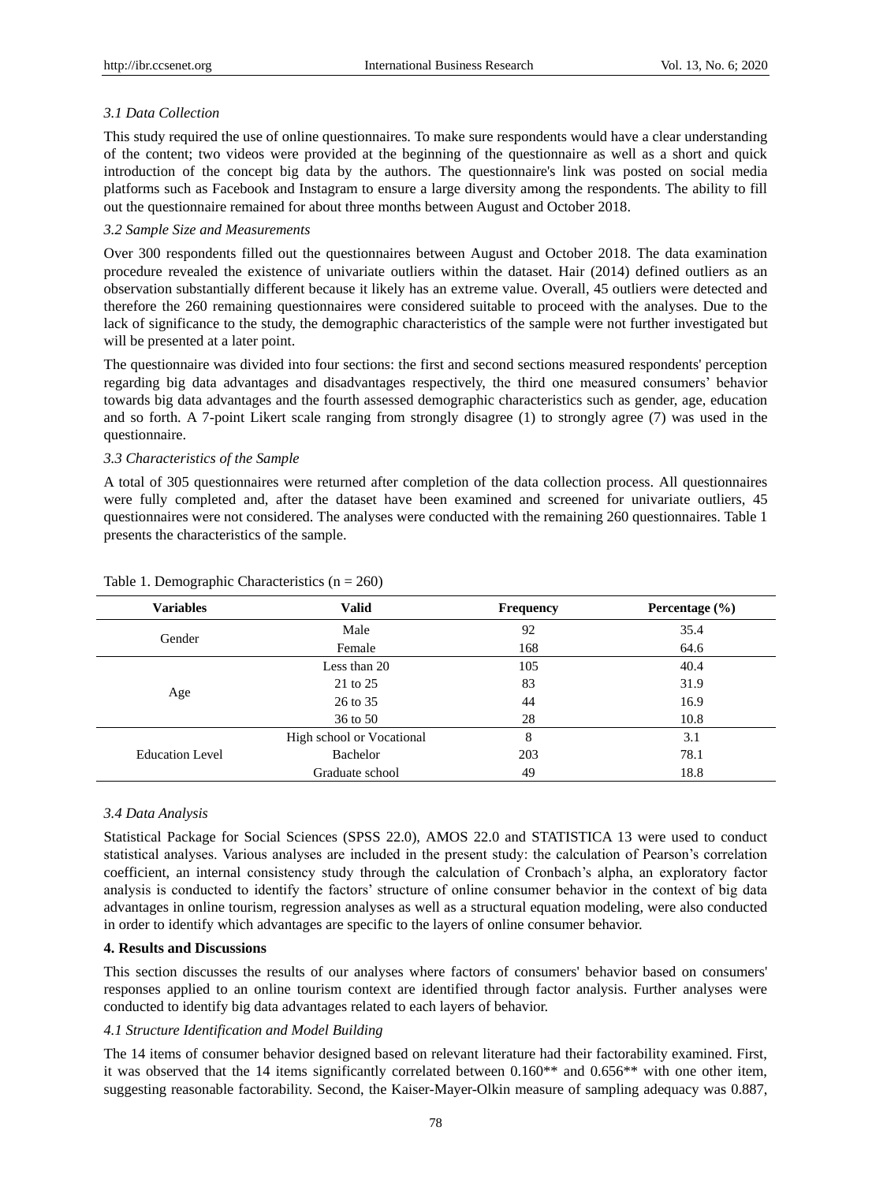### 3.1 Data Collection

This study required the use of online questionnaires. To make sure respondents would have a clear understanding of the content; two videos were provided at the beginning of the questionnaire as well as a short and quick introduction of the concept big data by the authors. The questionnaire's link was posted on social media platforms such as Facebook and Instagram to ensure a large diversity among the respondents. The ability to fill out the questionnaire remained for about three months between August and October 2018.

### 3.2 Sample Size and Measurements

Over 300 respondents filled out the questionnaires between August and October 2018. The data examination procedure revealed the existence of univariate outliers within the dataset. Hair (2014) defined outliers as an observation substantially different because it likely has an extreme value. Overall, 45 outliers were detected and therefore the 260 remaining questionnaires were considered suitable to proceed with the analyses. Due to the lack of significance to the study, the demographic characteristics of the sample were not further investigated but will be presented at a later point.

The questionnaire was divided into four sections: the first and second sections measured respondents' perception regarding big data advantages and disadvantages respectively, the third one measured consumers' behavior towards big data advantages and the fourth assessed demographic characteristics such as gender, age, education and so forth. A 7-point Likert scale ranging from strongly disagree (1) to strongly agree (7) was used in the questionnaire.

### 3.3 Characteristics of the Sample

A total of 305 questionnaires were returned after completion of the data collection process. All questionnaires were fully completed and, after the dataset have been examined and screened for univariate outliers, 45 questionnaires were not considered. The analyses were conducted with the remaining 260 questionnaires. Table 1 presents the characteristics of the sample.

Table 1. Demographic Characteristics (n = 260)

| Variables | Valid | Frequency | Percentage (%) |
|---|---|---|---|
| Gender | Male | 92 | 35.4 |
| | Female | 168 | 64.6 |
| Age | Less than 20 | 105 | 40.4 |
| | 21 to 25 | 83 | 31.9 |
| | 26 to 35 | 44 | 16.9 |
| | 36 to 50 | 28 | 10.8 |
| Education Level | High school or Vocational | 8 | 3.1 |
| | Bachelor | 203 | 78.1 |
| | Graduate school | 49 | 18.8 |

### 3.4 Data Analysis

Statistical Package for Social Sciences (SPSS 22.0), AMOS 22.0 and STATISTICA 13 were used to conduct statistical analyses. Various analyses are included in the present study: the calculation of Pearson's correlation coefficient, an internal consistency study through the calculation of Cronbach's alpha, an exploratory factor analysis is conducted to identify the factors' structure of online consumer behavior in the context of big data advantages in online tourism, regression analyses as well as a structural equation modeling, were also conducted in order to identify which advantages are specific to the layers of online consumer behavior.

## 4. Results and Discussions

This section discusses the results of our analyses where factors of consumers' behavior based on consumers' responses applied to an online tourism context are identified through factor analysis. Further analyses were conducted to identify big data advantages related to each layers of behavior.

### 4.1 Structure Identification and Model Building

The 14 items of consumer behavior designed based on relevant literature had their factorability examined. First, it was observed that the 14 items significantly correlated between 0.160** and 0.656** with one other item, suggesting reasonable factorability. Second, the Kaiser-Mayer-Olkin measure of sampling adequacy was 0.887,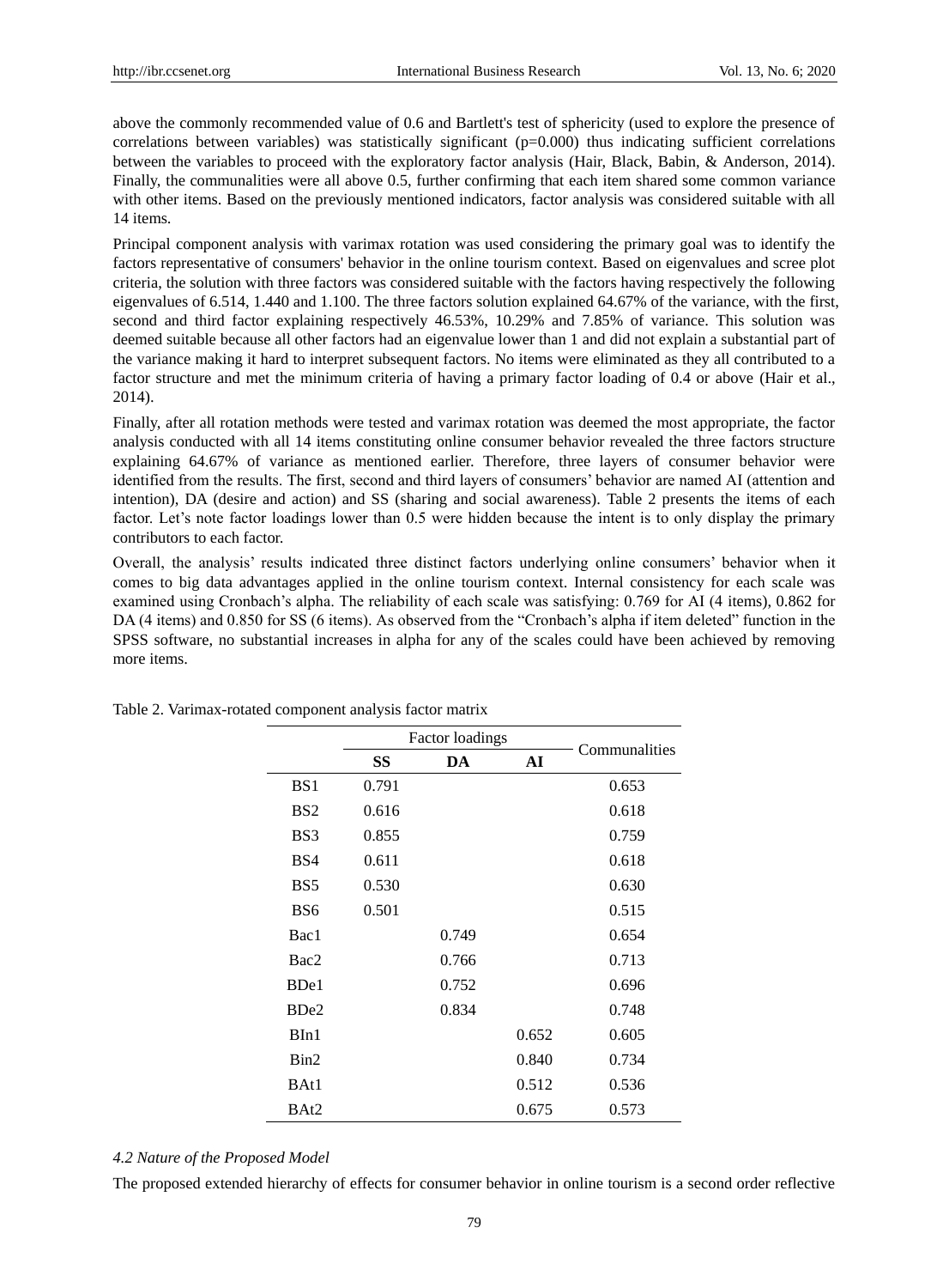above the commonly recommended value of 0.6 and Bartlett's test of sphericity (used to explore the presence of correlations between variables) was statistically significant (p=0.000) thus indicating sufficient correlations between the variables to proceed with the exploratory factor analysis (Hair, Black, Babin, & Anderson, 2014). Finally, the communalities were all above 0.5, further confirming that each item shared some common variance with other items. Based on the previously mentioned indicators, factor analysis was considered suitable with all 14 items.

Principal component analysis with varimax rotation was used considering the primary goal was to identify the factors representative of consumers' behavior in the online tourism context. Based on eigenvalues and scree plot criteria, the solution with three factors was considered suitable with the factors having respectively the following eigenvalues of 6.514, 1.440 and 1.100. The three factors solution explained 64.67% of the variance, with the first, second and third factor explaining respectively 46.53%, 10.29% and 7.85% of variance. This solution was deemed suitable because all other factors had an eigenvalue lower than 1 and did not explain a substantial part of the variance making it hard to interpret subsequent factors. No items were eliminated as they all contributed to a factor structure and met the minimum criteria of having a primary factor loading of 0.4 or above (Hair et al., 2014).

Finally, after all rotation methods were tested and varimax rotation was deemed the most appropriate, the factor analysis conducted with all 14 items constituting online consumer behavior revealed the three factors structure explaining 64.67% of variance as mentioned earlier. Therefore, three layers of consumer behavior were identified from the results. The first, second and third layers of consumers' behavior are named AI (attention and intention), DA (desire and action) and SS (sharing and social awareness). Table 2 presents the items of each factor. Let's note factor loadings lower than 0.5 were hidden because the intent is to only display the primary contributors to each factor.

Overall, the analysis' results indicated three distinct factors underlying online consumers' behavior when it comes to big data advantages applied in the online tourism context. Internal consistency for each scale was examined using Cronbach's alpha. The reliability of each scale was satisfying: 0.769 for AI (4 items), 0.862 for DA (4 items) and 0.850 for SS (6 items). As observed from the "Cronbach's alpha if item deleted" function in the SPSS software, no substantial increases in alpha for any of the scales could have been achieved by removing more items.

Table 2. Varimax-rotated component analysis factor matrix

| | Factor loadings | | | Communalities |
|---|---|---|---|---|
| | **SS** | **DA** | **AI** | |
| BS1 | 0.791 | | | 0.653 |
| BS2 | 0.616 | | | 0.618 |
| BS3 | 0.855 | | | 0.759 |
| BS4 | 0.611 | | | 0.618 |
| BS5 | 0.530 | | | 0.630 |
| BS6 | 0.501 | | | 0.515 |
| Bac1 | | 0.749 | | 0.654 |
| Bac2 | | 0.766 | | 0.713 |
| BDe1 | | 0.752 | | 0.696 |
| BDe2 | | 0.834 | | 0.748 |
| BIn1 | | | 0.652 | 0.605 |
| Bin2 | | | 0.840 | 0.734 |
| BAt1 | | | 0.512 | 0.536 |
| BAt2 | | | 0.675 | 0.573 |

### *4.2 Nature of the Proposed Model*

The proposed extended hierarchy of effects for consumer behavior in online tourism is a second order reflective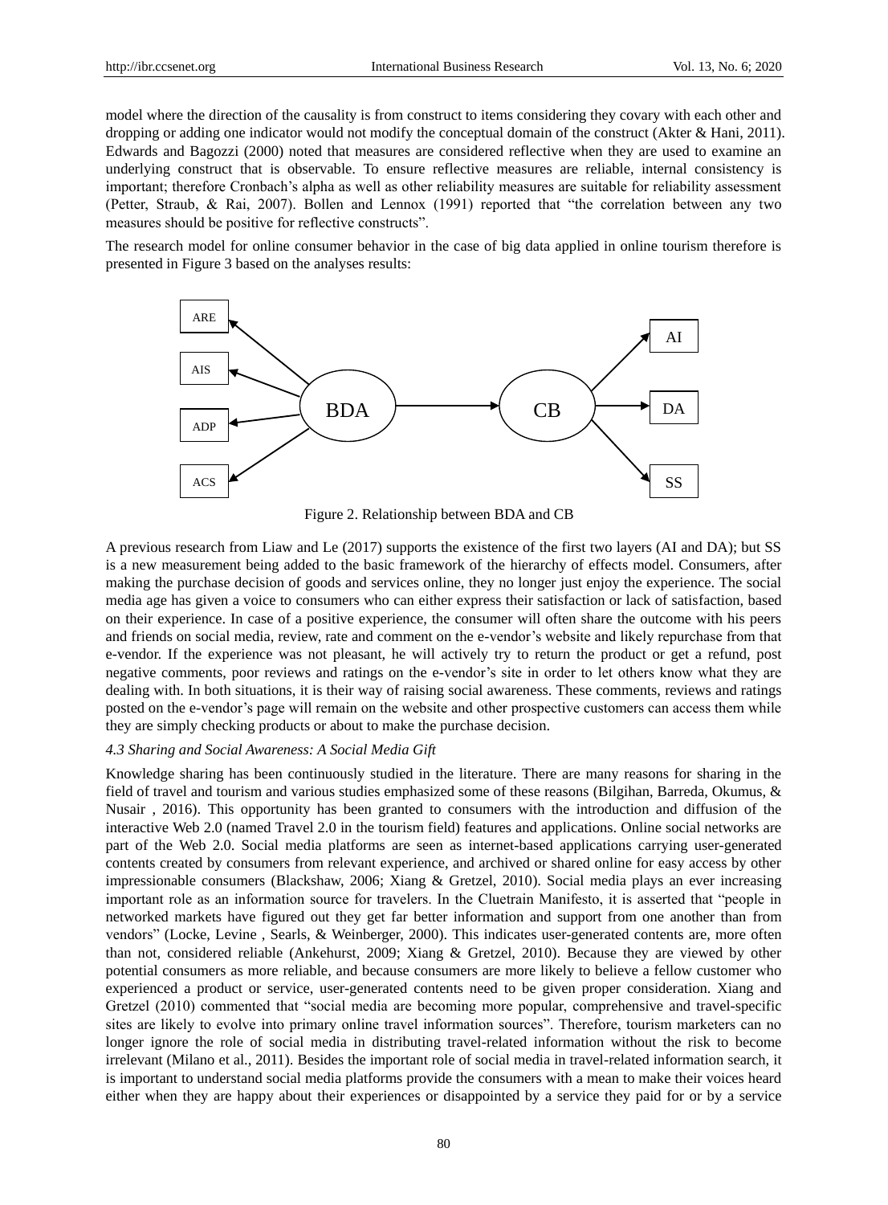model where the direction of the causality is from construct to items considering they covary with each other and dropping or adding one indicator would not modify the conceptual domain of the construct (Akter & Hani, 2011). Edwards and Bagozzi (2000) noted that measures are considered reflective when they are used to examine an underlying construct that is observable. To ensure reflective measures are reliable, internal consistency is important; therefore Cronbach's alpha as well as other reliability measures are suitable for reliability assessment (Petter, Straub, & Rai, 2007). Bollen and Lennox (1991) reported that "the correlation between any two measures should be positive for reflective constructs".

The research model for online consumer behavior in the case of big data applied in online tourism therefore is presented in Figure 3 based on the analyses results:

Figure 2. Relationship between BDA and CB

A previous research from Liaw and Le (2017) supports the existence of the first two layers (AI and DA); but SS is a new measurement being added to the basic framework of the hierarchy of effects model. Consumers, after making the purchase decision of goods and services online, they no longer just enjoy the experience. The social media age has given a voice to consumers who can either express their satisfaction or lack of satisfaction, based on their experience. In case of a positive experience, the consumer will often share the outcome with his peers and friends on social media, review, rate and comment on the e-vendor's website and likely repurchase from that e-vendor. If the experience was not pleasant, he will actively try to return the product or get a refund, post negative comments, poor reviews and ratings on the e-vendor's site in order to let others know what they are dealing with. In both situations, it is their way of raising social awareness. These comments, reviews and ratings posted on the e-vendor's page will remain on the website and other prospective customers can access them while they are simply checking products or about to make the purchase decision.

### *4.3 Sharing and Social Awareness: A Social Media Gift*

Knowledge sharing has been continuously studied in the literature. There are many reasons for sharing in the field of travel and tourism and various studies emphasized some of these reasons (Bilgihan, Barreda, Okumus, & Nusair , 2016). This opportunity has been granted to consumers with the introduction and diffusion of the interactive Web 2.0 (named Travel 2.0 in the tourism field) features and applications. Online social networks are part of the Web 2.0. Social media platforms are seen as internet-based applications carrying user-generated contents created by consumers from relevant experience, and archived or shared online for easy access by other impressionable consumers (Blackshaw, 2006; Xiang & Gretzel, 2010). Social media plays an ever increasing important role as an information source for travelers. In the Cluetrain Manifesto, it is asserted that "people in networked markets have figured out they get far better information and support from one another than from vendors" (Locke, Levine , Searls, & Weinberger, 2000). This indicates user-generated contents are, more often than not, considered reliable (Ankehurst, 2009; Xiang & Gretzel, 2010). Because they are viewed by other potential consumers as more reliable, and because consumers are more likely to believe a fellow customer who experienced a product or service, user-generated contents need to be given proper consideration. Xiang and Gretzel (2010) commented that "social media are becoming more popular, comprehensive and travel-specific sites are likely to evolve into primary online travel information sources". Therefore, tourism marketers can no longer ignore the role of social media in distributing travel-related information without the risk to become irrelevant (Milano et al., 2011). Besides the important role of social media in travel-related information search, it is important to understand social media platforms provide the consumers with a mean to make their voices heard either when they are happy about their experiences or disappointed by a service they paid for or by a service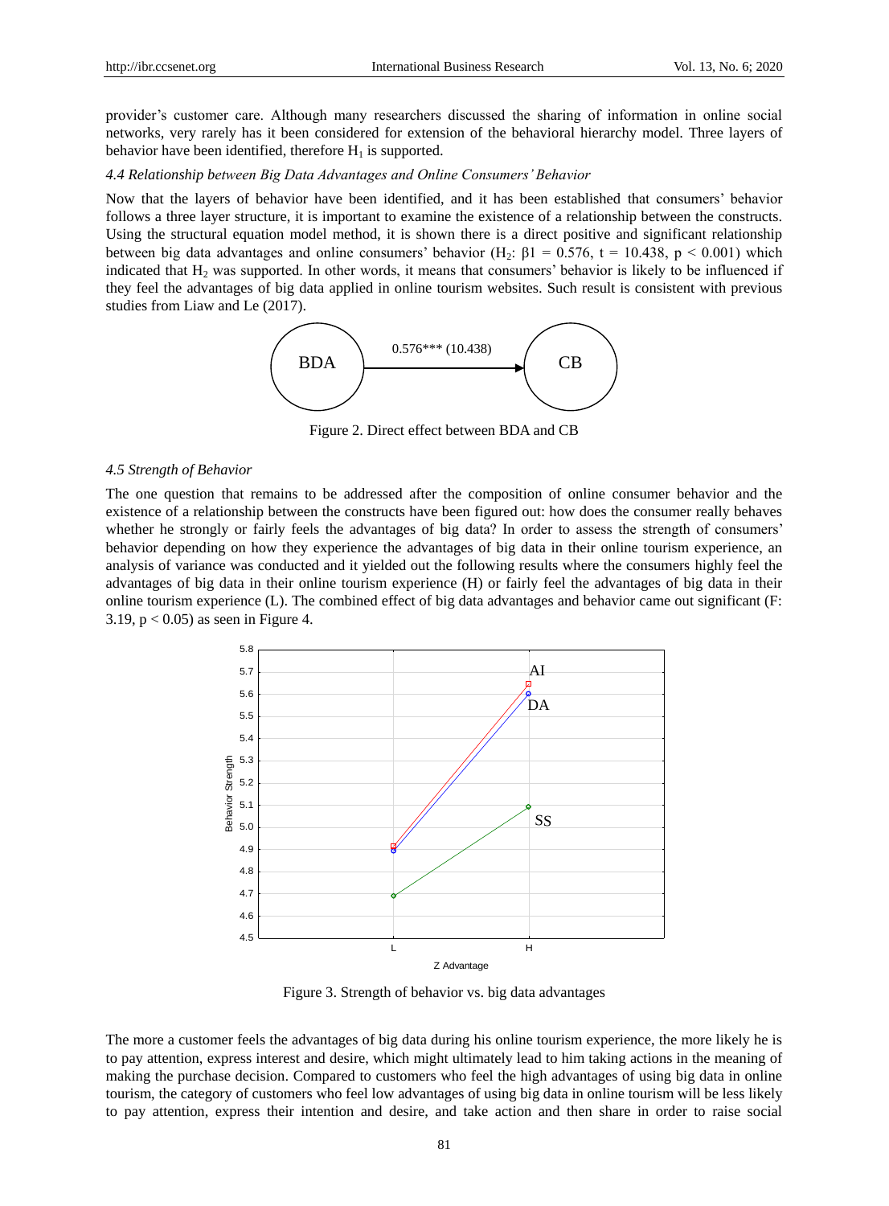provider's customer care. Although many researchers discussed the sharing of information in online social networks, very rarely has it been considered for extension of the behavioral hierarchy model. Three layers of behavior have been identified, therefore $H_1$ is supported.

### *4.4 Relationship between Big Data Advantages and Online Consumers' Behavior*

Now that the layers of behavior have been identified, and it has been established that consumers' behavior follows a three layer structure, it is important to examine the existence of a relationship between the constructs. Using the structural equation model method, it is shown there is a direct positive and significant relationship between big data advantages and online consumers' behavior ($H_2$: $\beta 1 = 0.576$, $t = 10.438$, $p < 0.001$) which indicated that $H_2$ was supported. In other words, it means that consumers' behavior is likely to be influenced if they feel the advantages of big data applied in online tourism websites. Such result is consistent with previous studies from Liaw and Le (2017).

BDA → CB: 0.576*** (10.438)

Figure 2. Direct effect between BDA and CB

### *4.5 Strength of Behavior*

The one question that remains to be addressed after the composition of online consumer behavior and the existence of a relationship between the constructs have been figured out: how does the consumer really behaves whether he strongly or fairly feels the advantages of big data? In order to assess the strength of consumers' behavior depending on how they experience the advantages of big data in their online tourism experience, an analysis of variance was conducted and it yielded out the following results where the consumers highly feel the advantages of big data in their online tourism experience (H) or fairly feel the advantages of big data in their online tourism experience (L). The combined effect of big data advantages and behavior came out significant ($F$: 3.19, $p < 0.05$) as seen in Figure 4.

Figure 3. Strength of behavior vs. big data advantages

The more a customer feels the advantages of big data during his online tourism experience, the more likely he is to pay attention, express interest and desire, which might ultimately lead to him taking actions in the meaning of making the purchase decision. Compared to customers who feel the high advantages of using big data in online tourism, the category of customers who feel low advantages of using big data in online tourism will be less likely to pay attention, express their intention and desire, and take action and then share in order to raise social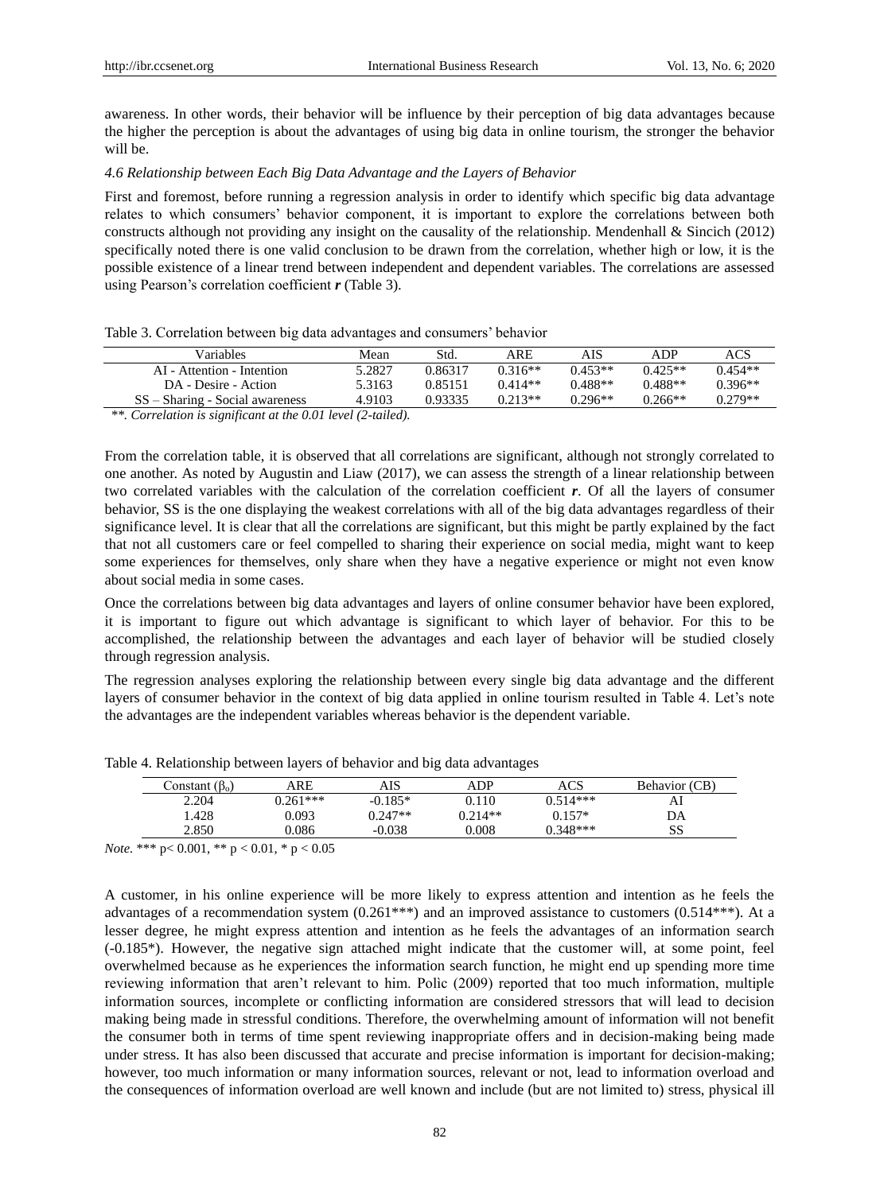awareness. In other words, their behavior will be influence by their perception of big data advantages because the higher the perception is about the advantages of using big data in online tourism, the stronger the behavior will be.

### *4.6 Relationship between Each Big Data Advantage and the Layers of Behavior*

First and foremost, before running a regression analysis in order to identify which specific big data advantage relates to which consumers' behavior component, it is important to explore the correlations between both constructs although not providing any insight on the causality of the relationship. Mendenhall & Sincich (2012) specifically noted there is one valid conclusion to be drawn from the correlation, whether high or low, it is the possible existence of a linear trend between independent and dependent variables. The correlations are assessed using Pearson's correlation coefficient ***r*** (Table 3).

Table 3. Correlation between big data advantages and consumers' behavior

| Variables | Mean | Std. | ARE | AIS | ADP | ACS |
|---|---|---|---|---|---|---|
| AI - Attention - Intention | 5.2827 | 0.86317 | 0.316** | 0.453** | 0.425** | 0.454** |
| DA - Desire - Action | 5.3163 | 0.85151 | 0.414** | 0.488** | 0.488** | 0.396** |
| SS – Sharing - Social awareness | 4.9103 | 0.93335 | 0.213** | 0.296** | 0.266** | 0.279** |

*\*\*. Correlation is significant at the 0.01 level (2-tailed).*

From the correlation table, it is observed that all correlations are significant, although not strongly correlated to one another. As noted by Augustin and Liaw (2017), we can assess the strength of a linear relationship between two correlated variables with the calculation of the correlation coefficient ***r***. Of all the layers of consumer behavior, SS is the one displaying the weakest correlations with all of the big data advantages regardless of their significance level. It is clear that all the correlations are significant, but this might be partly explained by the fact that not all customers care or feel compelled to sharing their experience on social media, might want to keep some experiences for themselves, only share when they have a negative experience or might not even know about social media in some cases.

Once the correlations between big data advantages and layers of online consumer behavior have been explored, it is important to figure out which advantage is significant to which layer of behavior. For this to be accomplished, the relationship between the advantages and each layer of behavior will be studied closely through regression analysis.

The regression analyses exploring the relationship between every single big data advantage and the different layers of consumer behavior in the context of big data applied in online tourism resulted in Table 4. Let's note the advantages are the independent variables whereas behavior is the dependent variable.

Table 4. Relationship between layers of behavior and big data advantages

| Constant ($\beta_o$) | ARE | AIS | ADP | ACS | Behavior (CB) |
|---|---|---|---|---|---|
| 2.204 | 0.261*** | -0.185* | 0.110 | 0.514*** | AI |
| 1.428 | 0.093 | 0.247** | 0.214** | 0.157* | DA |
| 2.850 | 0.086 | -0.038 | 0.008 | 0.348*** | SS |

*Note.* *** $p < 0.001$, ** $p < 0.01$, * $p < 0.05$

A customer, in his online experience will be more likely to express attention and intention as he feels the advantages of a recommendation system (0.261***) and an improved assistance to customers (0.514***). At a lesser degree, he might express attention and intention as he feels the advantages of an information search (-0.185*). However, the negative sign attached might indicate that the customer will, at some point, feel overwhelmed because as he experiences the information search function, he might end up spending more time reviewing information that aren't relevant to him. Polic (2009) reported that too much information, multiple information sources, incomplete or conflicting information are considered stressors that will lead to decision making being made in stressful conditions. Therefore, the overwhelming amount of information will not benefit the consumer both in terms of time spent reviewing inappropriate offers and in decision-making being made under stress. It has also been discussed that accurate and precise information is important for decision-making; however, too much information or many information sources, relevant or not, lead to information overload and the consequences of information overload are well known and include (but are not limited to) stress, physical ill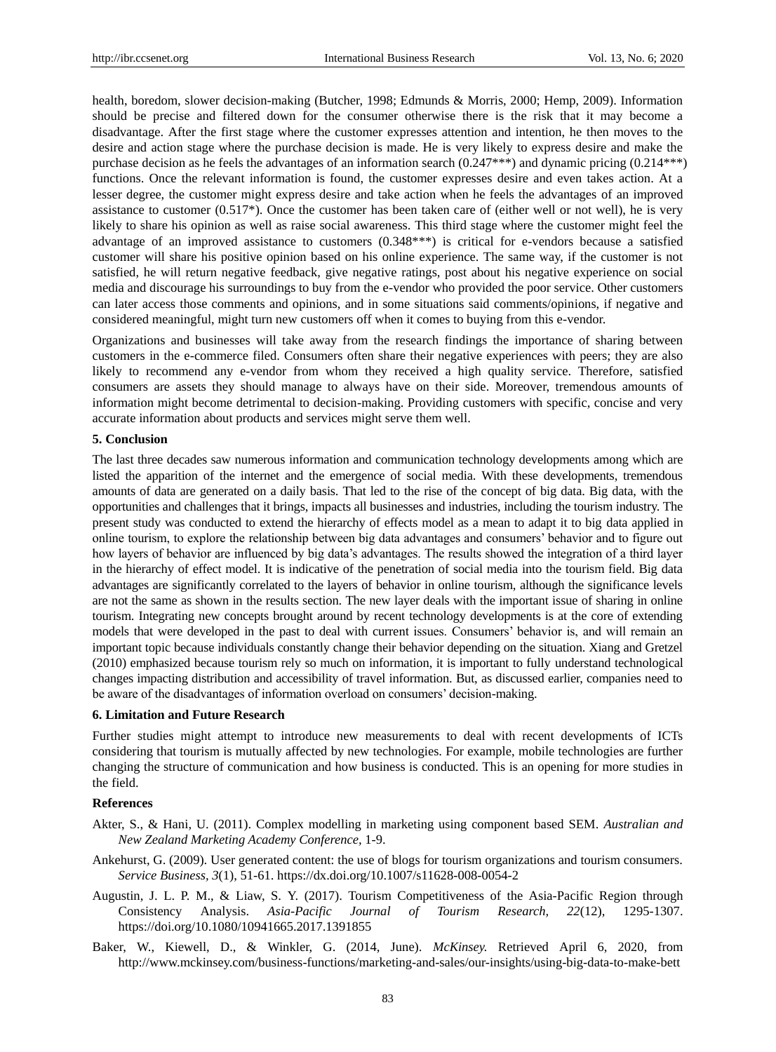health, boredom, slower decision-making (Butcher, 1998; Edmunds & Morris, 2000; Hemp, 2009). Information should be precise and filtered down for the consumer otherwise there is the risk that it may become a disadvantage. After the first stage where the customer expresses attention and intention, he then moves to the desire and action stage where the purchase decision is made. He is very likely to express desire and make the purchase decision as he feels the advantages of an information search (0.247***) and dynamic pricing (0.214***) functions. Once the relevant information is found, the customer expresses desire and even takes action. At a lesser degree, the customer might express desire and take action when he feels the advantages of an improved assistance to customer (0.517*). Once the customer has been taken care of (either well or not well), he is very likely to share his opinion as well as raise social awareness. This third stage where the customer might feel the advantage of an improved assistance to customers (0.348***) is critical for e-vendors because a satisfied customer will share his positive opinion based on his online experience. The same way, if the customer is not satisfied, he will return negative feedback, give negative ratings, post about his negative experience on social media and discourage his surroundings to buy from the e-vendor who provided the poor service. Other customers can later access those comments and opinions, and in some situations said comments/opinions, if negative and considered meaningful, might turn new customers off when it comes to buying from this e-vendor.

Organizations and businesses will take away from the research findings the importance of sharing between customers in the e-commerce filed. Consumers often share their negative experiences with peers; they are also likely to recommend any e-vendor from whom they received a high quality service. Therefore, satisfied consumers are assets they should manage to always have on their side. Moreover, tremendous amounts of information might become detrimental to decision-making. Providing customers with specific, concise and very accurate information about products and services might serve them well.

## 5. Conclusion

The last three decades saw numerous information and communication technology developments among which are listed the apparition of the internet and the emergence of social media. With these developments, tremendous amounts of data are generated on a daily basis. That led to the rise of the concept of big data. Big data, with the opportunities and challenges that it brings, impacts all businesses and industries, including the tourism industry. The present study was conducted to extend the hierarchy of effects model as a mean to adapt it to big data applied in online tourism, to explore the relationship between big data advantages and consumers' behavior and to figure out how layers of behavior are influenced by big data's advantages. The results showed the integration of a third layer in the hierarchy of effect model. It is indicative of the penetration of social media into the tourism field. Big data advantages are significantly correlated to the layers of behavior in online tourism, although the significance levels are not the same as shown in the results section. The new layer deals with the important issue of sharing in online tourism. Integrating new concepts brought around by recent technology developments is at the core of extending models that were developed in the past to deal with current issues. Consumers' behavior is, and will remain an important topic because individuals constantly change their behavior depending on the situation. Xiang and Gretzel (2010) emphasized because tourism rely so much on information, it is important to fully understand technological changes impacting distribution and accessibility of travel information. But, as discussed earlier, companies need to be aware of the disadvantages of information overload on consumers' decision-making.

## 6. Limitation and Future Research

Further studies might attempt to introduce new measurements to deal with recent developments of ICTs considering that tourism is mutually affected by new technologies. For example, mobile technologies are further changing the structure of communication and how business is conducted. This is an opening for more studies in the field.

## References

Akter, S., & Hani, U. (2011). Complex modelling in marketing using component based SEM. *Australian and New Zealand Marketing Academy Conference*, 1-9.

Ankehurst, G. (2009). User generated content: the use of blogs for tourism organizations and tourism consumers. *Service Business, 3*(1), 51-61. https://dx.doi.org/10.1007/s11628-008-0054-2

Augustin, J. L. P. M., & Liaw, S. Y. (2017). Tourism Competitiveness of the Asia-Pacific Region through Consistency Analysis. *Asia-Pacific Journal of Tourism Research, 22*(12), 1295-1307. https://doi.org/10.1080/10941665.2017.1391855

Baker, W., Kiewell, D., & Winkler, G. (2014, June). *McKinsey.* Retrieved April 6, 2020, from http://www.mckinsey.com/business-functions/marketing-and-sales/our-insights/using-big-data-to-make-bett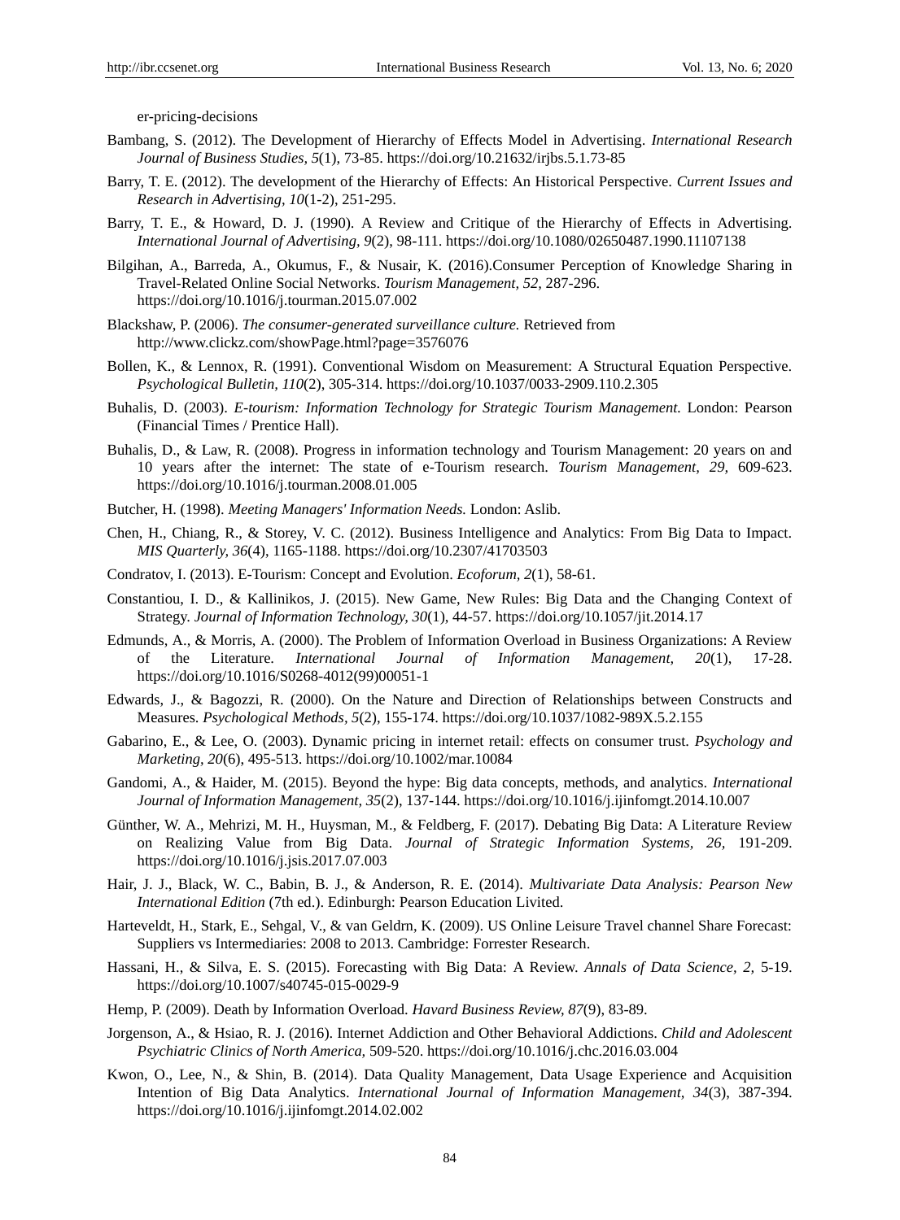er-pricing-decisions

Bambang, S. (2012). The Development of Hierarchy of Effects Model in Advertising. *International Research Journal of Business Studies, 5*(1), 73-85. https://doi.org/10.21632/irjbs.5.1.73-85

Barry, T. E. (2012). The development of the Hierarchy of Effects: An Historical Perspective. *Current Issues and Research in Advertising, 10*(1-2), 251-295.

Barry, T. E., & Howard, D. J. (1990). A Review and Critique of the Hierarchy of Effects in Advertising. *International Journal of Advertising, 9*(2), 98-111. https://doi.org/10.1080/02650487.1990.11107138

Bilgihan, A., Barreda, A., Okumus, F., & Nusair, K. (2016).Consumer Perception of Knowledge Sharing in Travel-Related Online Social Networks. *Tourism Management, 52,* 287-296. https://doi.org/10.1016/j.tourman.2015.07.002

Blackshaw, P. (2006). *The consumer-generated surveillance culture.* Retrieved from http://www.clickz.com/showPage.html?page=3576076

Bollen, K., & Lennox, R. (1991). Conventional Wisdom on Measurement: A Structural Equation Perspective. *Psychological Bulletin, 110*(2), 305-314. https://doi.org/10.1037/0033-2909.110.2.305

Buhalis, D. (2003). *E-tourism: Information Technology for Strategic Tourism Management.* London: Pearson (Financial Times / Prentice Hall).

Buhalis, D., & Law, R. (2008). Progress in information technology and Tourism Management: 20 years on and 10 years after the internet: The state of e-Tourism research. *Tourism Management, 29,* 609-623. https://doi.org/10.1016/j.tourman.2008.01.005

Butcher, H. (1998). *Meeting Managers' Information Needs.* London: Aslib.

Chen, H., Chiang, R., & Storey, V. C. (2012). Business Intelligence and Analytics: From Big Data to Impact. *MIS Quarterly, 36*(4), 1165-1188. https://doi.org/10.2307/41703503

Condratov, I. (2013). E-Tourism: Concept and Evolution. *Ecoforum, 2*(1), 58-61.

Constantiou, I. D., & Kallinikos, J. (2015). New Game, New Rules: Big Data and the Changing Context of Strategy. *Journal of Information Technology, 30*(1), 44-57. https://doi.org/10.1057/jit.2014.17

Edmunds, A., & Morris, A. (2000). The Problem of Information Overload in Business Organizations: A Review of the Literature. *International Journal of Information Management, 20*(1), 17-28. https://doi.org/10.1016/S0268-4012(99)00051-1

Edwards, J., & Bagozzi, R. (2000). On the Nature and Direction of Relationships between Constructs and Measures. *Psychological Methods, 5*(2), 155-174. https://doi.org/10.1037/1082-989X.5.2.155

Gabarino, E., & Lee, O. (2003). Dynamic pricing in internet retail: effects on consumer trust. *Psychology and Marketing, 20*(6), 495-513. https://doi.org/10.1002/mar.10084

Gandomi, A., & Haider, M. (2015). Beyond the hype: Big data concepts, methods, and analytics. *International Journal of Information Management, 35*(2), 137-144. https://doi.org/10.1016/j.ijinfomgt.2014.10.007

Günther, W. A., Mehrizi, M. H., Huysman, M., & Feldberg, F. (2017). Debating Big Data: A Literature Review on Realizing Value from Big Data. *Journal of Strategic Information Systems, 26,* 191-209. https://doi.org/10.1016/j.jsis.2017.07.003

Hair, J. J., Black, W. C., Babin, B. J., & Anderson, R. E. (2014). *Multivariate Data Analysis: Pearson New International Edition* (7th ed.). Edinburgh: Pearson Education Livited.

Harteveldt, H., Stark, E., Sehgal, V., & van Geldrn, K. (2009). US Online Leisure Travel channel Share Forecast: Suppliers vs Intermediaries: 2008 to 2013. Cambridge: Forrester Research.

Hassani, H., & Silva, E. S. (2015). Forecasting with Big Data: A Review. *Annals of Data Science, 2,* 5-19. https://doi.org/10.1007/s40745-015-0029-9

Hemp, P. (2009). Death by Information Overload. *Havard Business Review, 87*(9), 83-89.

Jorgenson, A., & Hsiao, R. J. (2016). Internet Addiction and Other Behavioral Addictions. *Child and Adolescent Psychiatric Clinics of North America,* 509-520. https://doi.org/10.1016/j.chc.2016.03.004

Kwon, O., Lee, N., & Shin, B. (2014). Data Quality Management, Data Usage Experience and Acquisition Intention of Big Data Analytics. *International Journal of Information Management, 34*(3), 387-394. https://doi.org/10.1016/j.ijinfomgt.2014.02.002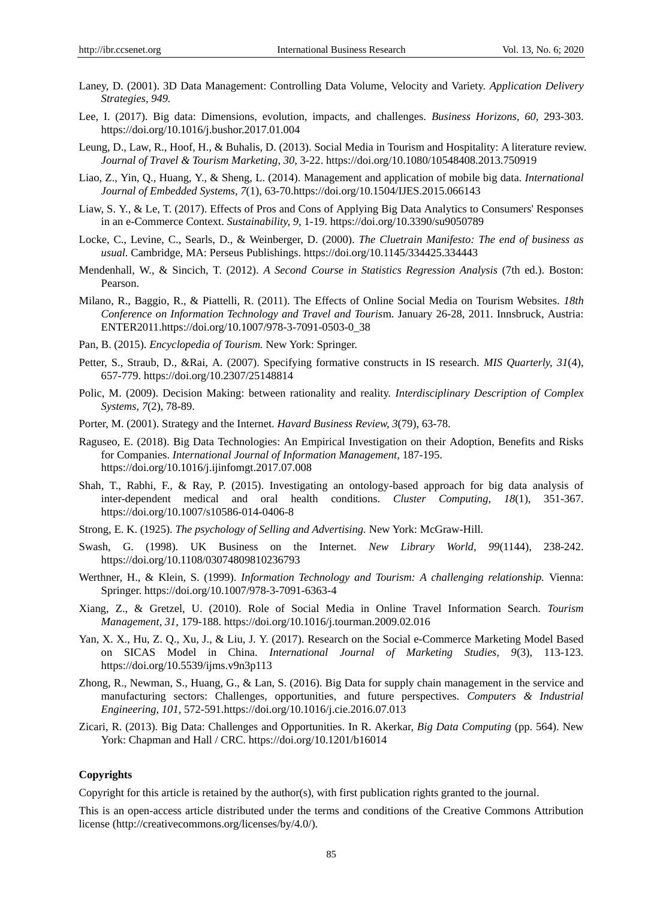Laney, D. (2001). 3D Data Management: Controlling Data Volume, Velocity and Variety. *Application Delivery Strategies, 949.*

Lee, I. (2017). Big data: Dimensions, evolution, impacts, and challenges. *Business Horizons, 60,* 293-303. https://doi.org/10.1016/j.bushor.2017.01.004

Leung, D., Law, R., Hoof, H., & Buhalis, D. (2013). Social Media in Tourism and Hospitality: A literature review. *Journal of Travel & Tourism Marketing, 30,* 3-22. https://doi.org/10.1080/10548408.2013.750919

Liao, Z., Yin, Q., Huang, Y., & Sheng, L. (2014). Management and application of mobile big data. *International Journal of Embedded Systems, 7*(1), 63-70.https://doi.org/10.1504/IJES.2015.066143

Liaw, S. Y., & Le, T. (2017). Effects of Pros and Cons of Applying Big Data Analytics to Consumers' Responses in an e-Commerce Context. *Sustainability, 9,* 1-19. https://doi.org/10.3390/su9050789

Locke, C., Levine, C., Searls, D., & Weinberger, D. (2000). *The Cluetrain Manifesto: The end of business as usual.* Cambridge, MA: Perseus Publishings. https://doi.org/10.1145/334425.334443

Mendenhall, W., & Sincich, T. (2012). *A Second Course in Statistics Regression Analysis* (7th ed.). Boston: Pearson.

Milano, R., Baggio, R., & Piattelli, R. (2011). The Effects of Online Social Media on Tourism Websites. *18th Conference on Information Technology and Travel and Touris*m. January 26-28, 2011. Innsbruck, Austria: ENTER2011.https://doi.org/10.1007/978-3-7091-0503-0_38

Pan, B. (2015). *Encyclopedia of Tourism.* New York: Springer.

Petter, S., Straub, D., &Rai, A. (2007). Specifying formative constructs in IS research. *MIS Quarterly, 31*(4), 657-779. https://doi.org/10.2307/25148814

Polic, M. (2009). Decision Making: between rationality and reality. *Interdisciplinary Description of Complex Systems, 7*(2), 78-89.

Porter, M. (2001). Strategy and the Internet. *Havard Business Review, 3*(79), 63-78.

Raguseo, E. (2018). Big Data Technologies: An Empirical Investigation on their Adoption, Benefits and Risks for Companies. *International Journal of Information Management,* 187-195. https://doi.org/10.1016/j.ijinfomgt.2017.07.008

Shah, T., Rabhi, F., & Ray, P. (2015). Investigating an ontology-based approach for big data analysis of inter-dependent medical and oral health conditions. *Cluster Computing, 18*(1), 351-367. https://doi.org/10.1007/s10586-014-0406-8

Strong, E. K. (1925). *The psychology of Selling and Advertising.* New York: McGraw-Hill.

Swash, G. (1998). UK Business on the Internet. *New Library World, 99*(1144), 238-242. https://doi.org/10.1108/03074809810236793

Werthner, H., & Klein, S. (1999). *Information Technology and Tourism: A challenging relationship.* Vienna: Springer. https://doi.org/10.1007/978-3-7091-6363-4

Xiang, Z., & Gretzel, U. (2010). Role of Social Media in Online Travel Information Search. *Tourism Management, 31,* 179-188. https://doi.org/10.1016/j.tourman.2009.02.016

Yan, X. X., Hu, Z. Q., Xu, J., & Liu, J. Y. (2017). Research on the Social e-Commerce Marketing Model Based on SICAS Model in China. *International Journal of Marketing Studies, 9*(3), 113-123. https://doi.org/10.5539/ijms.v9n3p113

Zhong, R., Newman, S., Huang, G., & Lan, S. (2016). Big Data for supply chain management in the service and manufacturing sectors: Challenges, opportunities, and future perspectives. *Computers & Industrial Engineering, 101,* 572-591.https://doi.org/10.1016/j.cie.2016.07.013

Zicari, R. (2013). Big Data: Challenges and Opportunities. In R. Akerkar, *Big Data Computing* (pp. 564). New York: Chapman and Hall / CRC. https://doi.org/10.1201/b16014

**Copyrights**

Copyright for this article is retained by the author(s), with first publication rights granted to the journal.

This is an open-access article distributed under the terms and conditions of the Creative Commons Attribution license (http://creativecommons.org/licenses/by/4.0/).